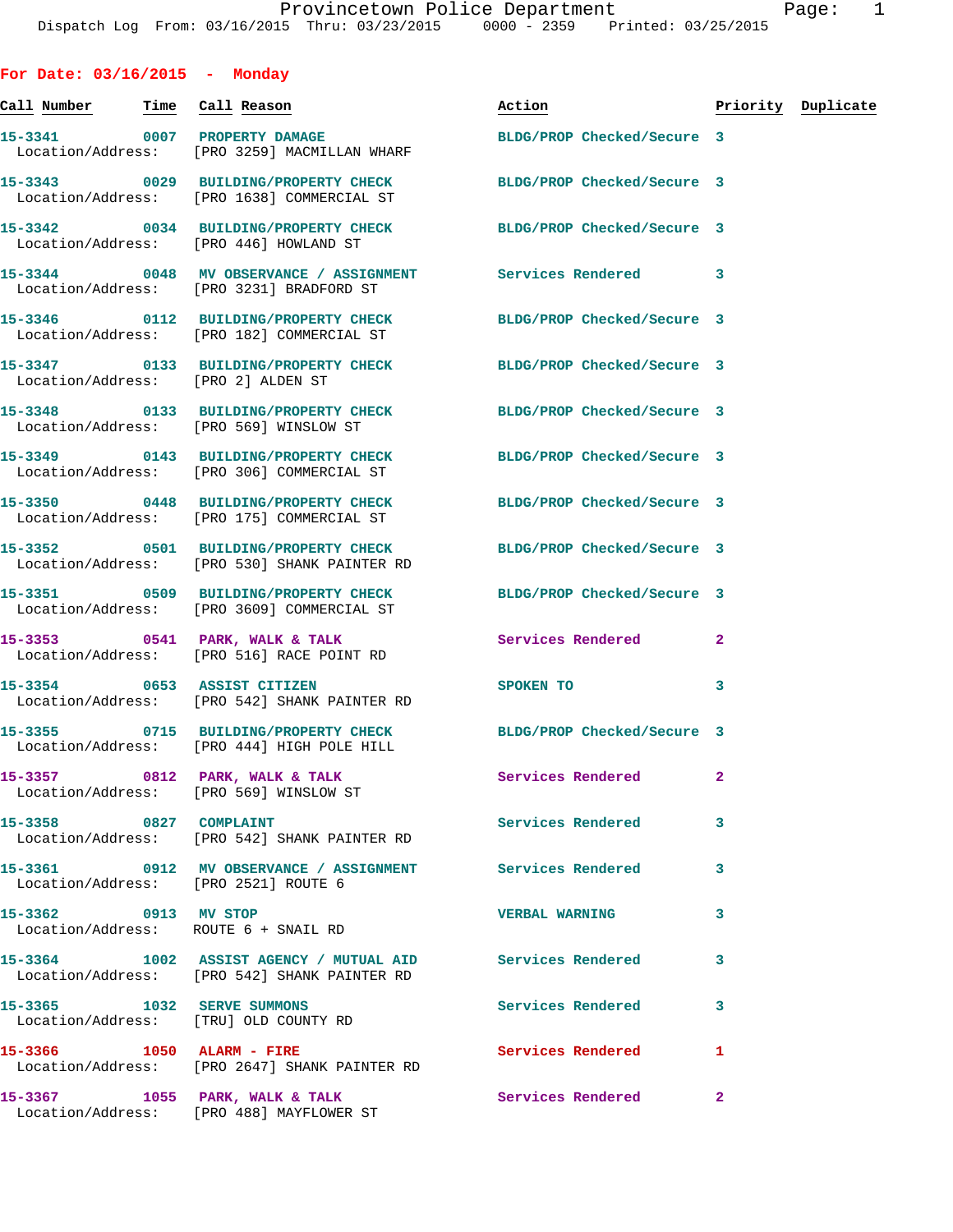Provincetown Police Department
Dispatch Log From: 03/16/2015 Thru: 03/23/2015 0000 - 2359 Printed: 03/25/2015

## For Date: 03/16/2015 - Monday

| Call Number | Time | Call Reason | Action | Priority | Duplicate |
|---|---|---|---|---|---|
| 15-3341 | 0007 | PROPERTY DAMAGE | BLDG/PROP Checked/Secure | 3 | |
| Location/Address: | | [PRO 3259] MACMILLAN WHARF | | | |
| 15-3343 | 0029 | BUILDING/PROPERTY CHECK | BLDG/PROP Checked/Secure | 3 | |
| Location/Address: | | [PRO 1638] COMMERCIAL ST | | | |
| 15-3342 | 0034 | BUILDING/PROPERTY CHECK | BLDG/PROP Checked/Secure | 3 | |
| Location/Address: | | [PRO 446] HOWLAND ST | | | |
| 15-3344 | 0048 | MV OBSERVANCE / ASSIGNMENT | Services Rendered | 3 | |
| Location/Address: | | [PRO 3231] BRADFORD ST | | | |
| 15-3346 | 0112 | BUILDING/PROPERTY CHECK | BLDG/PROP Checked/Secure | 3 | |
| Location/Address: | | [PRO 182] COMMERCIAL ST | | | |
| 15-3347 | 0133 | BUILDING/PROPERTY CHECK | BLDG/PROP Checked/Secure | 3 | |
| Location/Address: | | [PRO 2] ALDEN ST | | | |
| 15-3348 | 0133 | BUILDING/PROPERTY CHECK | BLDG/PROP Checked/Secure | 3 | |
| Location/Address: | | [PRO 569] WINSLOW ST | | | |
| 15-3349 | 0143 | BUILDING/PROPERTY CHECK | BLDG/PROP Checked/Secure | 3 | |
| Location/Address: | | [PRO 306] COMMERCIAL ST | | | |
| 15-3350 | 0448 | BUILDING/PROPERTY CHECK | BLDG/PROP Checked/Secure | 3 | |
| Location/Address: | | [PRO 175] COMMERCIAL ST | | | |
| 15-3352 | 0501 | BUILDING/PROPERTY CHECK | BLDG/PROP Checked/Secure | 3 | |
| Location/Address: | | [PRO 530] SHANK PAINTER RD | | | |
| 15-3351 | 0509 | BUILDING/PROPERTY CHECK | BLDG/PROP Checked/Secure | 3 | |
| Location/Address: | | [PRO 3609] COMMERCIAL ST | | | |
| 15-3353 | 0541 | PARK, WALK & TALK | Services Rendered | 2 | |
| Location/Address: | | [PRO 516] RACE POINT RD | | | |
| 15-3354 | 0653 | ASSIST CITIZEN | SPOKEN TO | 3 | |
| Location/Address: | | [PRO 542] SHANK PAINTER RD | | | |
| 15-3355 | 0715 | BUILDING/PROPERTY CHECK | BLDG/PROP Checked/Secure | 3 | |
| Location/Address: | | [PRO 444] HIGH POLE HILL | | | |
| 15-3357 | 0812 | PARK, WALK & TALK | Services Rendered | 2 | |
| Location/Address: | | [PRO 569] WINSLOW ST | | | |
| 15-3358 | 0827 | COMPLAINT | Services Rendered | 3 | |
| Location/Address: | | [PRO 542] SHANK PAINTER RD | | | |
| 15-3361 | 0912 | MV OBSERVANCE / ASSIGNMENT | Services Rendered | 3 | |
| Location/Address: | | [PRO 2521] ROUTE 6 | | | |
| 15-3362 | 0913 | MV STOP | VERBAL WARNING | 3 | |
| Location/Address: | | ROUTE 6 + SNAIL RD | | | |
| 15-3364 | 1002 | ASSIST AGENCY / MUTUAL AID | Services Rendered | 3 | |
| Location/Address: | | [PRO 542] SHANK PAINTER RD | | | |
| 15-3365 | 1032 | SERVE SUMMONS | Services Rendered | 3 | |
| Location/Address: | | [TRU] OLD COUNTY RD | | | |
| 15-3366 | 1050 | ALARM - FIRE | Services Rendered | 1 | |
| Location/Address: | | [PRO 2647] SHANK PAINTER RD | | | |
| 15-3367 | 1055 | PARK, WALK & TALK | Services Rendered | 2 | |
| Location/Address: | | [PRO 488] MAYFLOWER ST | | | |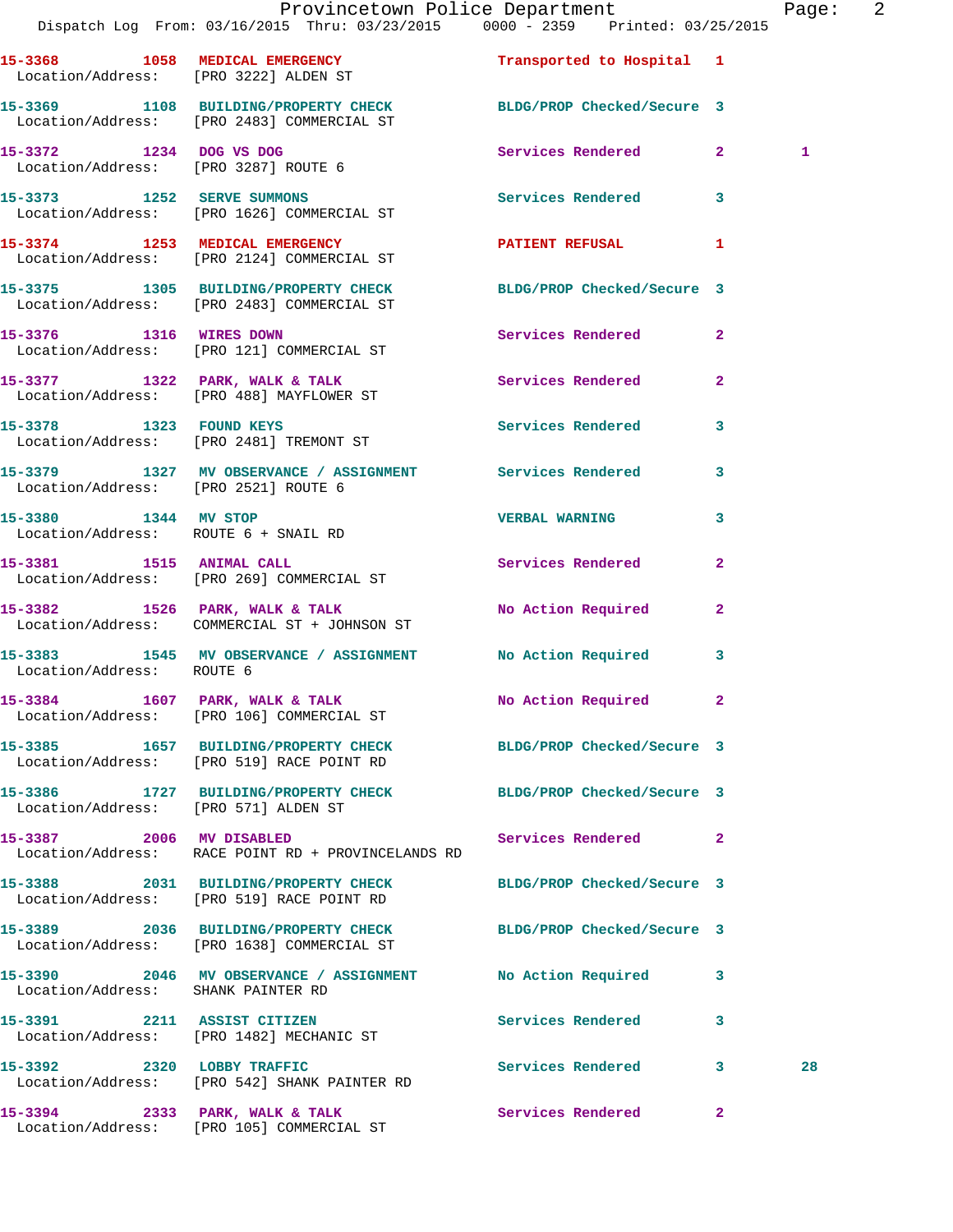15-3368 1058 MEDICAL EMERGENCY Transported to Hospital 1
Location/Address: [PRO 3222] ALDEN ST

15-3369 1108 BUILDING/PROPERTY CHECK BLDG/PROP Checked/Secure 3
Location/Address: [PRO 2483] COMMERCIAL ST

15-3372 1234 DOG VS DOG Services Rendered 2 1
Location/Address: [PRO 3287] ROUTE 6

15-3373 1252 SERVE SUMMONS Services Rendered 3
Location/Address: [PRO 1626] COMMERCIAL ST

15-3374 1253 MEDICAL EMERGENCY PATIENT REFUSAL 1
Location/Address: [PRO 2124] COMMERCIAL ST

15-3375 1305 BUILDING/PROPERTY CHECK BLDG/PROP Checked/Secure 3
Location/Address: [PRO 2483] COMMERCIAL ST

15-3376 1316 WIRES DOWN Services Rendered 2
Location/Address: [PRO 121] COMMERCIAL ST

15-3377 1322 PARK, WALK & TALK Services Rendered 2
Location/Address: [PRO 488] MAYFLOWER ST

15-3378 1323 FOUND KEYS Services Rendered 3
Location/Address: [PRO 2481] TREMONT ST

15-3379 1327 MV OBSERVANCE / ASSIGNMENT Services Rendered 3
Location/Address: [PRO 2521] ROUTE 6

15-3380 1344 MV STOP VERBAL WARNING 3
Location/Address: ROUTE 6 + SNAIL RD

15-3381 1515 ANIMAL CALL Services Rendered 2
Location/Address: [PRO 269] COMMERCIAL ST

15-3382 1526 PARK, WALK & TALK No Action Required 2
Location/Address: COMMERCIAL ST + JOHNSON ST

15-3383 1545 MV OBSERVANCE / ASSIGNMENT No Action Required 3
Location/Address: ROUTE 6

15-3384 1607 PARK, WALK & TALK No Action Required 2
Location/Address: [PRO 106] COMMERCIAL ST

15-3385 1657 BUILDING/PROPERTY CHECK BLDG/PROP Checked/Secure 3
Location/Address: [PRO 519] RACE POINT RD

15-3386 1727 BUILDING/PROPERTY CHECK BLDG/PROP Checked/Secure 3
Location/Address: [PRO 571] ALDEN ST

15-3387 2006 MV DISABLED Services Rendered 2
Location/Address: RACE POINT RD + PROVINCELANDS RD

15-3388 2031 BUILDING/PROPERTY CHECK BLDG/PROP Checked/Secure 3
Location/Address: [PRO 519] RACE POINT RD

15-3389 2036 BUILDING/PROPERTY CHECK BLDG/PROP Checked/Secure 3
Location/Address: [PRO 1638] COMMERCIAL ST

15-3390 2046 MV OBSERVANCE / ASSIGNMENT No Action Required 3
Location/Address: SHANK PAINTER RD

15-3391 2211 ASSIST CITIZEN Services Rendered 3
Location/Address: [PRO 1482] MECHANIC ST

15-3392 2320 LOBBY TRAFFIC Services Rendered 3 28
Location/Address: [PRO 542] SHANK PAINTER RD

15-3394 2333 PARK, WALK & TALK Services Rendered 2
Location/Address: [PRO 105] COMMERCIAL ST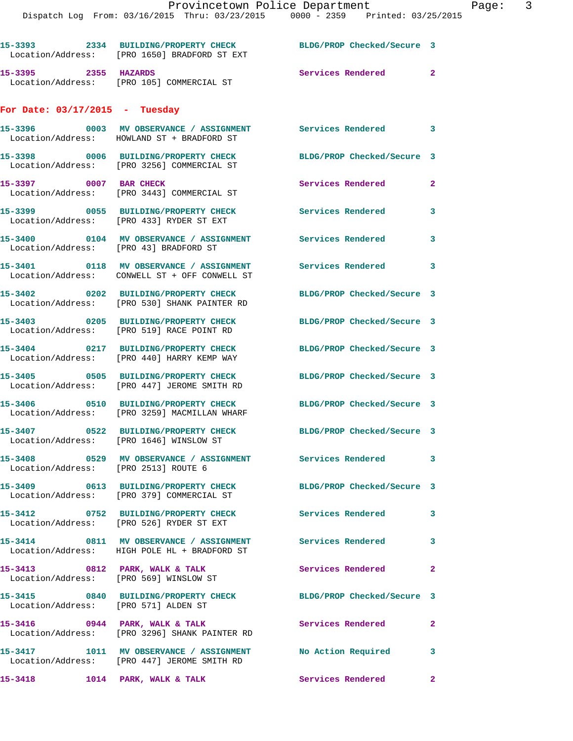15-3393 2334 BUILDING/PROPERTY CHECK BLDG/PROP Checked/Secure 3
Location/Address: [PRO 1650] BRADFORD ST EXT

15-3395 2355 HAZARDS Services Rendered 2
Location/Address: [PRO 105] COMMERCIAL ST

## For Date: 03/17/2015 - Tuesday

15-3396 0003 MV OBSERVANCE / ASSIGNMENT Services Rendered 3
Location/Address: HOWLAND ST + BRADFORD ST

15-3398 0006 BUILDING/PROPERTY CHECK BLDG/PROP Checked/Secure 3
Location/Address: [PRO 3256] COMMERCIAL ST

15-3397 0007 BAR CHECK Services Rendered 2
Location/Address: [PRO 3443] COMMERCIAL ST

15-3399 0055 BUILDING/PROPERTY CHECK Services Rendered 3
Location/Address: [PRO 433] RYDER ST EXT

15-3400 0104 MV OBSERVANCE / ASSIGNMENT Services Rendered 3
Location/Address: [PRO 43] BRADFORD ST

15-3401 0118 MV OBSERVANCE / ASSIGNMENT Services Rendered 3
Location/Address: CONWELL ST + OFF CONWELL ST

15-3402 0202 BUILDING/PROPERTY CHECK BLDG/PROP Checked/Secure 3
Location/Address: [PRO 530] SHANK PAINTER RD

15-3403 0205 BUILDING/PROPERTY CHECK BLDG/PROP Checked/Secure 3
Location/Address: [PRO 519] RACE POINT RD

15-3404 0217 BUILDING/PROPERTY CHECK BLDG/PROP Checked/Secure 3
Location/Address: [PRO 440] HARRY KEMP WAY

15-3405 0505 BUILDING/PROPERTY CHECK BLDG/PROP Checked/Secure 3
Location/Address: [PRO 447] JEROME SMITH RD

15-3406 0510 BUILDING/PROPERTY CHECK BLDG/PROP Checked/Secure 3
Location/Address: [PRO 3259] MACMILLAN WHARF

15-3407 0522 BUILDING/PROPERTY CHECK BLDG/PROP Checked/Secure 3
Location/Address: [PRO 1646] WINSLOW ST

15-3408 0529 MV OBSERVANCE / ASSIGNMENT Services Rendered 3
Location/Address: [PRO 2513] ROUTE 6

15-3409 0613 BUILDING/PROPERTY CHECK BLDG/PROP Checked/Secure 3
Location/Address: [PRO 379] COMMERCIAL ST

15-3412 0752 BUILDING/PROPERTY CHECK Services Rendered 3
Location/Address: [PRO 526] RYDER ST EXT

15-3414 0811 MV OBSERVANCE / ASSIGNMENT Services Rendered 3
Location/Address: HIGH POLE HL + BRADFORD ST

15-3413 0812 PARK, WALK & TALK Services Rendered 2
Location/Address: [PRO 569] WINSLOW ST

15-3415 0840 BUILDING/PROPERTY CHECK BLDG/PROP Checked/Secure 3
Location/Address: [PRO 571] ALDEN ST

15-3416 0944 PARK, WALK & TALK Services Rendered 2
Location/Address: [PRO 3296] SHANK PAINTER RD

15-3417 1011 MV OBSERVANCE / ASSIGNMENT No Action Required 3
Location/Address: [PRO 447] JEROME SMITH RD

15-3418 1014 PARK, WALK & TALK Services Rendered 2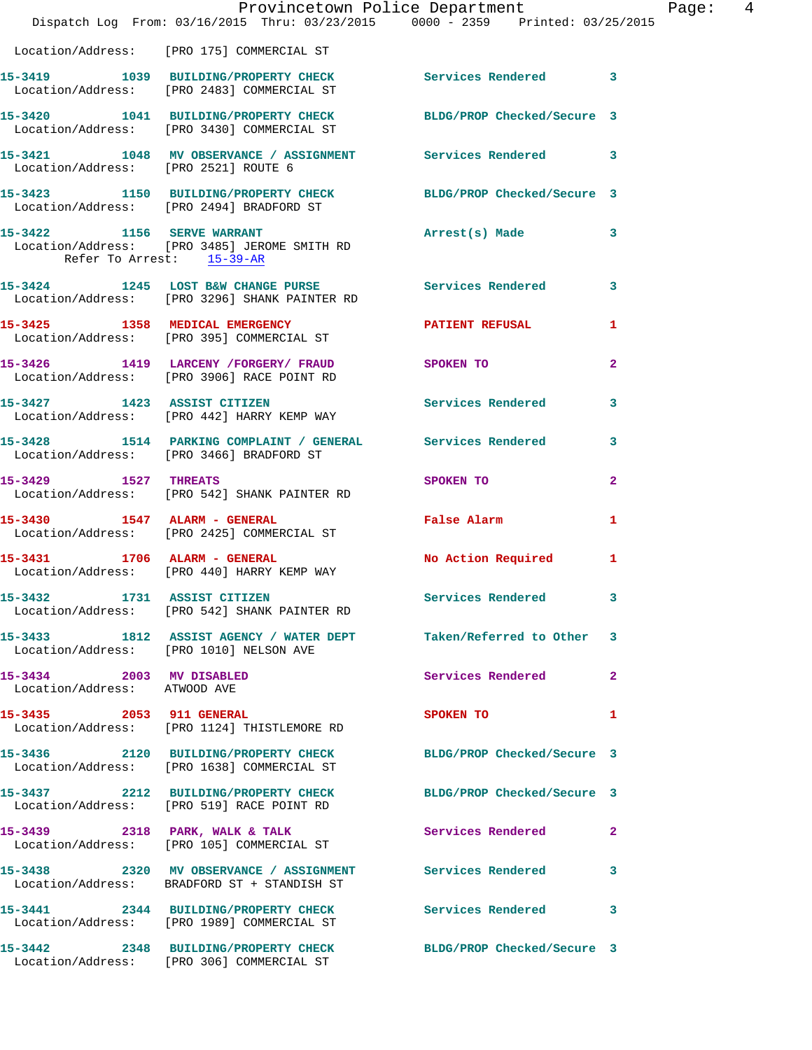Location/Address: [PRO 175] COMMERCIAL ST

**15-3419 1039 BUILDING/PROPERTY CHECK** Services Rendered 3
Location/Address: [PRO 2483] COMMERCIAL ST

**15-3420 1041 BUILDING/PROPERTY CHECK** BLDG/PROP Checked/Secure 3
Location/Address: [PRO 3430] COMMERCIAL ST

**15-3421 1048 MV OBSERVANCE / ASSIGNMENT** Services Rendered 3
Location/Address: [PRO 2521] ROUTE 6

**15-3423 1150 BUILDING/PROPERTY CHECK** BLDG/PROP Checked/Secure 3
Location/Address: [PRO 2494] BRADFORD ST

**15-3422 1156 SERVE WARRANT** Arrest(s) Made 3
Location/Address: [PRO 3485] JEROME SMITH RD
Refer To Arrest: 15-39-AR

**15-3424 1245 LOST B&W CHANGE PURSE** Services Rendered 3
Location/Address: [PRO 3296] SHANK PAINTER RD

**15-3425 1358 MEDICAL EMERGENCY** PATIENT REFUSAL 1
Location/Address: [PRO 395] COMMERCIAL ST

**15-3426 1419 LARCENY /FORGERY/ FRAUD** SPOKEN TO 2
Location/Address: [PRO 3906] RACE POINT RD

**15-3427 1423 ASSIST CITIZEN** Services Rendered 3
Location/Address: [PRO 442] HARRY KEMP WAY

**15-3428 1514 PARKING COMPLAINT / GENERAL** Services Rendered 3
Location/Address: [PRO 3466] BRADFORD ST

**15-3429 1527 THREATS** SPOKEN TO 2
Location/Address: [PRO 542] SHANK PAINTER RD

**15-3430 1547 ALARM - GENERAL** False Alarm 1
Location/Address: [PRO 2425] COMMERCIAL ST

**15-3431 1706 ALARM - GENERAL** No Action Required 1
Location/Address: [PRO 440] HARRY KEMP WAY

**15-3432 1731 ASSIST CITIZEN** Services Rendered 3
Location/Address: [PRO 542] SHANK PAINTER RD

**15-3433 1812 ASSIST AGENCY / WATER DEPT** Taken/Referred to Other 3
Location/Address: [PRO 1010] NELSON AVE

**15-3434 2003 MV DISABLED** Services Rendered 2
Location/Address: ATWOOD AVE

**15-3435 2053 911 GENERAL** SPOKEN TO 1
Location/Address: [PRO 1124] THISTLEMORE RD

**15-3436 2120 BUILDING/PROPERTY CHECK** BLDG/PROP Checked/Secure 3
Location/Address: [PRO 1638] COMMERCIAL ST

**15-3437 2212 BUILDING/PROPERTY CHECK** BLDG/PROP Checked/Secure 3
Location/Address: [PRO 519] RACE POINT RD

**15-3439 2318 PARK, WALK & TALK** Services Rendered 2
Location/Address: [PRO 105] COMMERCIAL ST

**15-3438 2320 MV OBSERVANCE / ASSIGNMENT** Services Rendered 3
Location/Address: BRADFORD ST + STANDISH ST

**15-3441 2344 BUILDING/PROPERTY CHECK** Services Rendered 3
Location/Address: [PRO 1989] COMMERCIAL ST

**15-3442 2348 BUILDING/PROPERTY CHECK** BLDG/PROP Checked/Secure 3
Location/Address: [PRO 306] COMMERCIAL ST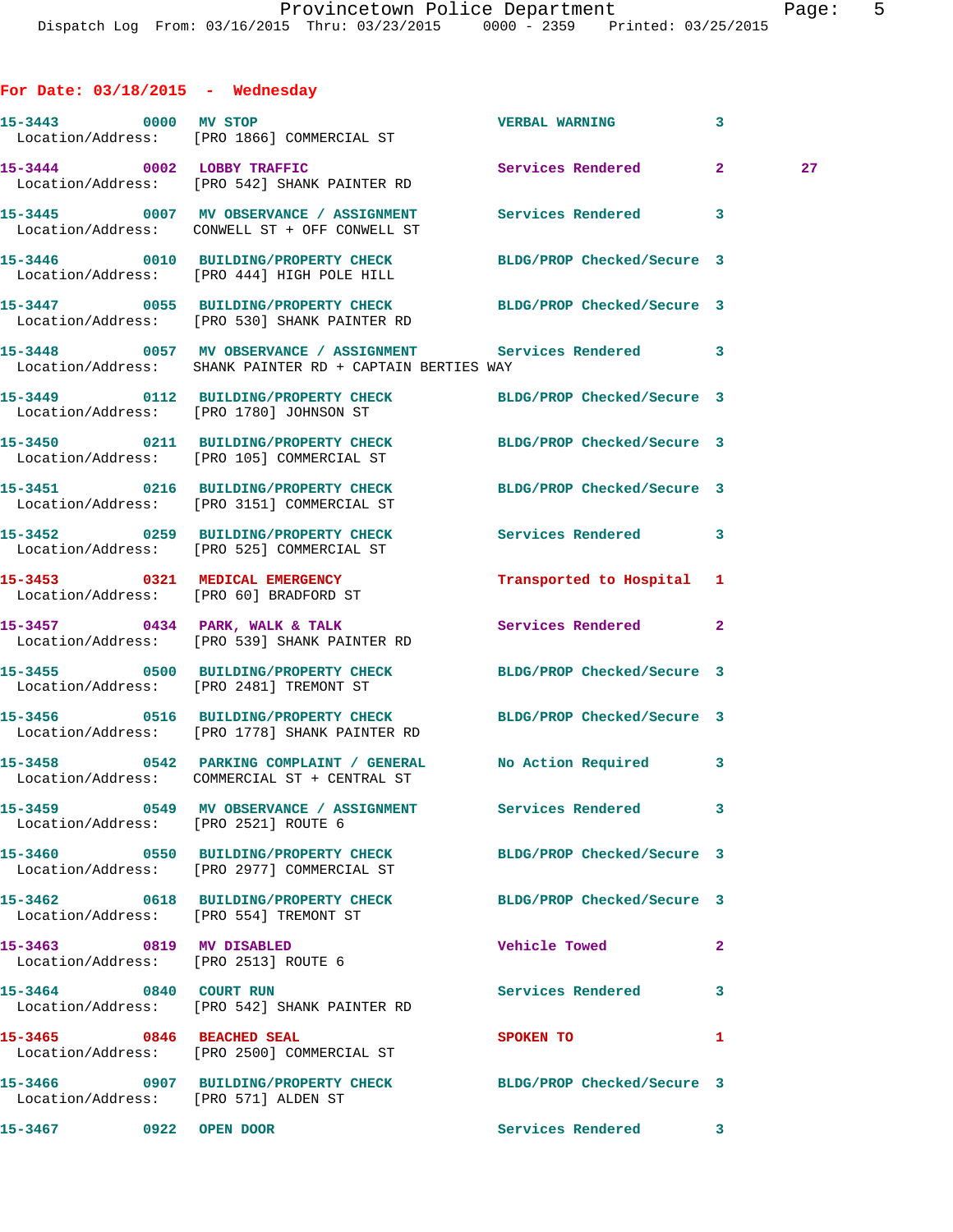## For Date: 03/18/2015 - Wednesday

| Call # | Time | Call Type | Disposition | Priority | |
|---|---|---|---|---|---|
| 15-3443 | 0000 | MV STOP | VERBAL WARNING | 3 | |
| Location/Address: | | [PRO 1866] COMMERCIAL ST | | | |
| 15-3444 | 0002 | LOBBY TRAFFIC | Services Rendered | 2 | 27 |
| Location/Address: | | [PRO 542] SHANK PAINTER RD | | | |
| 15-3445 | 0007 | MV OBSERVANCE / ASSIGNMENT | Services Rendered | 3 | |
| Location/Address: | | CONWELL ST + OFF CONWELL ST | | | |
| 15-3446 | 0010 | BUILDING/PROPERTY CHECK | BLDG/PROP Checked/Secure | 3 | |
| Location/Address: | | [PRO 444] HIGH POLE HILL | | | |
| 15-3447 | 0055 | BUILDING/PROPERTY CHECK | BLDG/PROP Checked/Secure | 3 | |
| Location/Address: | | [PRO 530] SHANK PAINTER RD | | | |
| 15-3448 | 0057 | MV OBSERVANCE / ASSIGNMENT | Services Rendered | 3 | |
| Location/Address: | | SHANK PAINTER RD + CAPTAIN BERTIES WAY | | | |
| 15-3449 | 0112 | BUILDING/PROPERTY CHECK | BLDG/PROP Checked/Secure | 3 | |
| Location/Address: | | [PRO 1780] JOHNSON ST | | | |
| 15-3450 | 0211 | BUILDING/PROPERTY CHECK | BLDG/PROP Checked/Secure | 3 | |
| Location/Address: | | [PRO 105] COMMERCIAL ST | | | |
| 15-3451 | 0216 | BUILDING/PROPERTY CHECK | BLDG/PROP Checked/Secure | 3 | |
| Location/Address: | | [PRO 3151] COMMERCIAL ST | | | |
| 15-3452 | 0259 | BUILDING/PROPERTY CHECK | Services Rendered | 3 | |
| Location/Address: | | [PRO 525] COMMERCIAL ST | | | |
| 15-3453 | 0321 | MEDICAL EMERGENCY | Transported to Hospital | 1 | |
| Location/Address: | | [PRO 60] BRADFORD ST | | | |
| 15-3457 | 0434 | PARK, WALK & TALK | Services Rendered | 2 | |
| Location/Address: | | [PRO 539] SHANK PAINTER RD | | | |
| 15-3455 | 0500 | BUILDING/PROPERTY CHECK | BLDG/PROP Checked/Secure | 3 | |
| Location/Address: | | [PRO 2481] TREMONT ST | | | |
| 15-3456 | 0516 | BUILDING/PROPERTY CHECK | BLDG/PROP Checked/Secure | 3 | |
| Location/Address: | | [PRO 1778] SHANK PAINTER RD | | | |
| 15-3458 | 0542 | PARKING COMPLAINT / GENERAL | No Action Required | 3 | |
| Location/Address: | | COMMERCIAL ST + CENTRAL ST | | | |
| 15-3459 | 0549 | MV OBSERVANCE / ASSIGNMENT | Services Rendered | 3 | |
| Location/Address: | | [PRO 2521] ROUTE 6 | | | |
| 15-3460 | 0550 | BUILDING/PROPERTY CHECK | BLDG/PROP Checked/Secure | 3 | |
| Location/Address: | | [PRO 2977] COMMERCIAL ST | | | |
| 15-3462 | 0618 | BUILDING/PROPERTY CHECK | BLDG/PROP Checked/Secure | 3 | |
| Location/Address: | | [PRO 554] TREMONT ST | | | |
| 15-3463 | 0819 | MV DISABLED | Vehicle Towed | 2 | |
| Location/Address: | | [PRO 2513] ROUTE 6 | | | |
| 15-3464 | 0840 | COURT RUN | Services Rendered | 3 | |
| Location/Address: | | [PRO 542] SHANK PAINTER RD | | | |
| 15-3465 | 0846 | BEACHED SEAL | SPOKEN TO | 1 | |
| Location/Address: | | [PRO 2500] COMMERCIAL ST | | | |
| 15-3466 | 0907 | BUILDING/PROPERTY CHECK | BLDG/PROP Checked/Secure | 3 | |
| Location/Address: | | [PRO 571] ALDEN ST | | | |
| 15-3467 | 0922 | OPEN DOOR | Services Rendered | 3 | |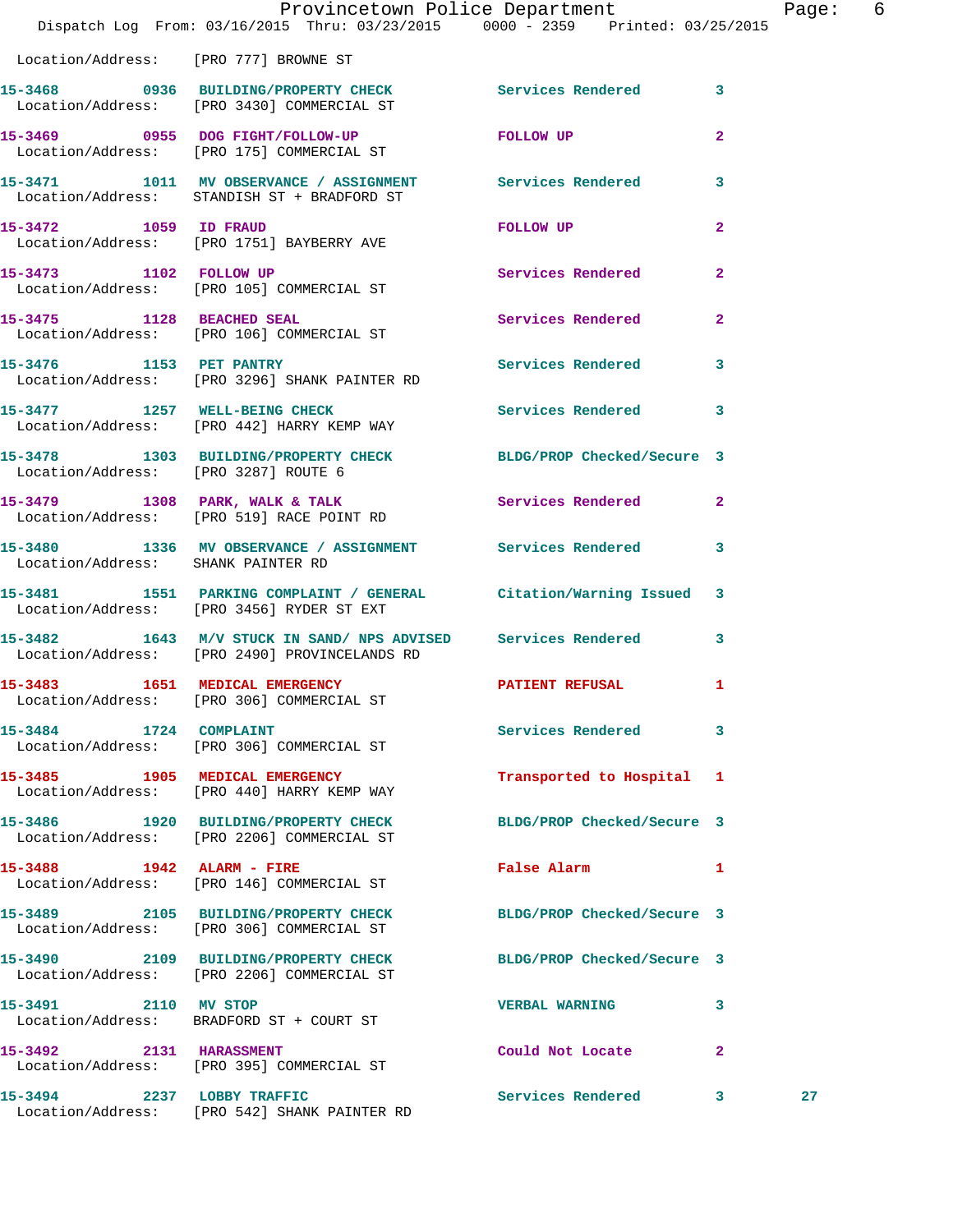Location/Address: [PRO 777] BROWNE ST

| Call Number | Time | Call Reason | Action | Priority |
|---|---|---|---|---|
| 15-3468 | 0936 | BUILDING/PROPERTY CHECK | Services Rendered | 3 |
| | | Location/Address: [PRO 3430] COMMERCIAL ST | | |
| 15-3469 | 0955 | DOG FIGHT/FOLLOW-UP | FOLLOW UP | 2 |
| | | Location/Address: [PRO 175] COMMERCIAL ST | | |
| 15-3471 | 1011 | MV OBSERVANCE / ASSIGNMENT | Services Rendered | 3 |
| | | Location/Address: STANDISH ST + BRADFORD ST | | |
| 15-3472 | 1059 | ID FRAUD | FOLLOW UP | 2 |
| | | Location/Address: [PRO 1751] BAYBERRY AVE | | |
| 15-3473 | 1102 | FOLLOW UP | Services Rendered | 2 |
| | | Location/Address: [PRO 105] COMMERCIAL ST | | |
| 15-3475 | 1128 | BEACHED SEAL | Services Rendered | 2 |
| | | Location/Address: [PRO 106] COMMERCIAL ST | | |
| 15-3476 | 1153 | PET PANTRY | Services Rendered | 3 |
| | | Location/Address: [PRO 3296] SHANK PAINTER RD | | |
| 15-3477 | 1257 | WELL-BEING CHECK | Services Rendered | 3 |
| | | Location/Address: [PRO 442] HARRY KEMP WAY | | |
| 15-3478 | 1303 | BUILDING/PROPERTY CHECK | BLDG/PROP Checked/Secure | 3 |
| | | Location/Address: [PRO 3287] ROUTE 6 | | |
| 15-3479 | 1308 | PARK, WALK & TALK | Services Rendered | 2 |
| | | Location/Address: [PRO 519] RACE POINT RD | | |
| 15-3480 | 1336 | MV OBSERVANCE / ASSIGNMENT | Services Rendered | 3 |
| | | Location/Address: SHANK PAINTER RD | | |
| 15-3481 | 1551 | PARKING COMPLAINT / GENERAL | Citation/Warning Issued | 3 |
| | | Location/Address: [PRO 3456] RYDER ST EXT | | |
| 15-3482 | 1643 | M/V STUCK IN SAND/ NPS ADVISED | Services Rendered | 3 |
| | | Location/Address: [PRO 2490] PROVINCELANDS RD | | |
| 15-3483 | 1651 | MEDICAL EMERGENCY | PATIENT REFUSAL | 1 |
| | | Location/Address: [PRO 306] COMMERCIAL ST | | |
| 15-3484 | 1724 | COMPLAINT | Services Rendered | 3 |
| | | Location/Address: [PRO 306] COMMERCIAL ST | | |
| 15-3485 | 1905 | MEDICAL EMERGENCY | Transported to Hospital | 1 |
| | | Location/Address: [PRO 440] HARRY KEMP WAY | | |
| 15-3486 | 1920 | BUILDING/PROPERTY CHECK | BLDG/PROP Checked/Secure | 3 |
| | | Location/Address: [PRO 2206] COMMERCIAL ST | | |
| 15-3488 | 1942 | ALARM - FIRE | False Alarm | 1 |
| | | Location/Address: [PRO 146] COMMERCIAL ST | | |
| 15-3489 | 2105 | BUILDING/PROPERTY CHECK | BLDG/PROP Checked/Secure | 3 |
| | | Location/Address: [PRO 306] COMMERCIAL ST | | |
| 15-3490 | 2109 | BUILDING/PROPERTY CHECK | BLDG/PROP Checked/Secure | 3 |
| | | Location/Address: [PRO 2206] COMMERCIAL ST | | |
| 15-3491 | 2110 | MV STOP | VERBAL WARNING | 3 |
| | | Location/Address: BRADFORD ST + COURT ST | | |
| 15-3492 | 2131 | HARASSMENT | Could Not Locate | 2 |
| | | Location/Address: [PRO 395] COMMERCIAL ST | | |
| 15-3494 | 2237 | LOBBY TRAFFIC | Services Rendered | 3 |
| | | Location/Address: [PRO 542] SHANK PAINTER RD | | |

27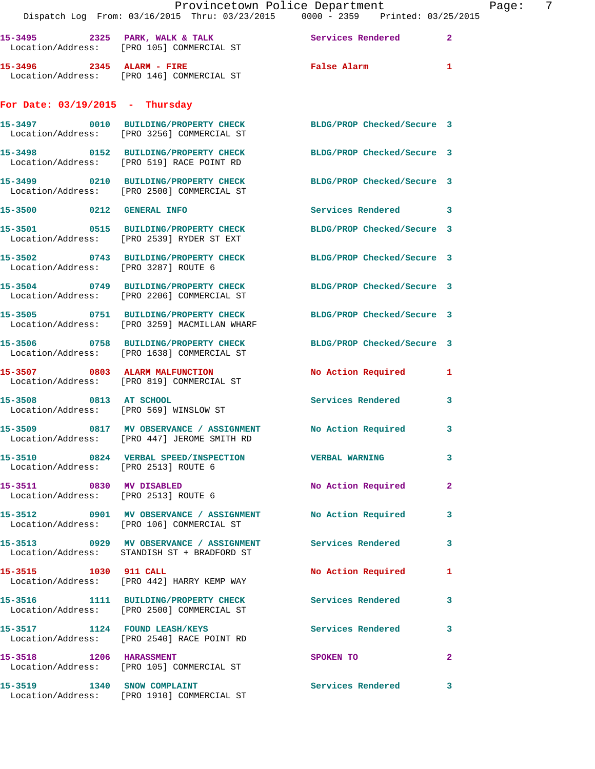15-3495 2325 PARK, WALK & TALK Services Rendered 2
Location/Address: [PRO 105] COMMERCIAL ST

15-3496 2345 ALARM - FIRE False Alarm 1
Location/Address: [PRO 146] COMMERCIAL ST

**For Date: 03/19/2015 - Thursday**

15-3497 0010 BUILDING/PROPERTY CHECK BLDG/PROP Checked/Secure 3
Location/Address: [PRO 3256] COMMERCIAL ST

15-3498 0152 BUILDING/PROPERTY CHECK BLDG/PROP Checked/Secure 3
Location/Address: [PRO 519] RACE POINT RD

15-3499 0210 BUILDING/PROPERTY CHECK BLDG/PROP Checked/Secure 3
Location/Address: [PRO 2500] COMMERCIAL ST

15-3500 0212 GENERAL INFO Services Rendered 3

15-3501 0515 BUILDING/PROPERTY CHECK BLDG/PROP Checked/Secure 3
Location/Address: [PRO 2539] RYDER ST EXT

15-3502 0743 BUILDING/PROPERTY CHECK BLDG/PROP Checked/Secure 3
Location/Address: [PRO 3287] ROUTE 6

15-3504 0749 BUILDING/PROPERTY CHECK BLDG/PROP Checked/Secure 3
Location/Address: [PRO 2206] COMMERCIAL ST

15-3505 0751 BUILDING/PROPERTY CHECK BLDG/PROP Checked/Secure 3
Location/Address: [PRO 3259] MACMILLAN WHARF

15-3506 0758 BUILDING/PROPERTY CHECK BLDG/PROP Checked/Secure 3
Location/Address: [PRO 1638] COMMERCIAL ST

15-3507 0803 ALARM MALFUNCTION No Action Required 1
Location/Address: [PRO 819] COMMERCIAL ST

15-3508 0813 AT SCHOOL Services Rendered 3
Location/Address: [PRO 569] WINSLOW ST

15-3509 0817 MV OBSERVANCE / ASSIGNMENT No Action Required 3
Location/Address: [PRO 447] JEROME SMITH RD

15-3510 0824 VERBAL SPEED/INSPECTION VERBAL WARNING 3
Location/Address: [PRO 2513] ROUTE 6

15-3511 0830 MV DISABLED No Action Required 2
Location/Address: [PRO 2513] ROUTE 6

15-3512 0901 MV OBSERVANCE / ASSIGNMENT No Action Required 3
Location/Address: [PRO 106] COMMERCIAL ST

15-3513 0929 MV OBSERVANCE / ASSIGNMENT Services Rendered 3
Location/Address: STANDISH ST + BRADFORD ST

15-3515 1030 911 CALL No Action Required 1
Location/Address: [PRO 442] HARRY KEMP WAY

15-3516 1111 BUILDING/PROPERTY CHECK Services Rendered 3
Location/Address: [PRO 2500] COMMERCIAL ST

15-3517 1124 FOUND LEASH/KEYS Services Rendered 3
Location/Address: [PRO 2540] RACE POINT RD

15-3518 1206 HARASSMENT SPOKEN TO 2
Location/Address: [PRO 105] COMMERCIAL ST

15-3519 1340 SNOW COMPLAINT Services Rendered 3
Location/Address: [PRO 1910] COMMERCIAL ST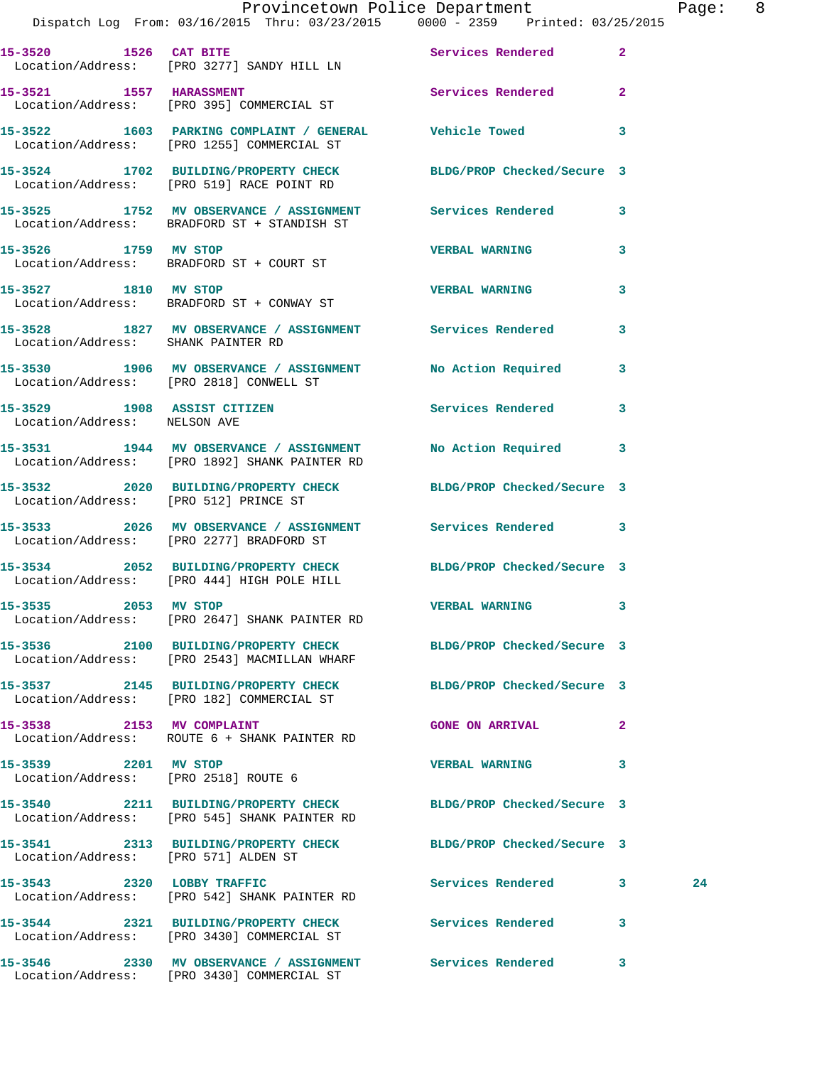15-3520 1526 **CAT BITE** Services Rendered 2
Location/Address: [PRO 3277] SANDY HILL LN

15-3521 1557 **HARASSMENT** Services Rendered 2
Location/Address: [PRO 395] COMMERCIAL ST

15-3522 1603 **PARKING COMPLAINT / GENERAL** Vehicle Towed 3
Location/Address: [PRO 1255] COMMERCIAL ST

15-3524 1702 **BUILDING/PROPERTY CHECK** BLDG/PROP Checked/Secure 3
Location/Address: [PRO 519] RACE POINT RD

15-3525 1752 **MV OBSERVANCE / ASSIGNMENT** Services Rendered 3
Location/Address: BRADFORD ST + STANDISH ST

15-3526 1759 **MV STOP** VERBAL WARNING 3
Location/Address: BRADFORD ST + COURT ST

15-3527 1810 **MV STOP** VERBAL WARNING 3
Location/Address: BRADFORD ST + CONWAY ST

15-3528 1827 **MV OBSERVANCE / ASSIGNMENT** Services Rendered 3
Location/Address: SHANK PAINTER RD

15-3530 1906 **MV OBSERVANCE / ASSIGNMENT** No Action Required 3
Location/Address: [PRO 2818] CONWELL ST

15-3529 1908 **ASSIST CITIZEN** Services Rendered 3
Location/Address: NELSON AVE

15-3531 1944 **MV OBSERVANCE / ASSIGNMENT** No Action Required 3
Location/Address: [PRO 1892] SHANK PAINTER RD

15-3532 2020 **BUILDING/PROPERTY CHECK** BLDG/PROP Checked/Secure 3
Location/Address: [PRO 512] PRINCE ST

15-3533 2026 **MV OBSERVANCE / ASSIGNMENT** Services Rendered 3
Location/Address: [PRO 2277] BRADFORD ST

15-3534 2052 **BUILDING/PROPERTY CHECK** BLDG/PROP Checked/Secure 3
Location/Address: [PRO 444] HIGH POLE HILL

15-3535 2053 **MV STOP** VERBAL WARNING 3
Location/Address: [PRO 2647] SHANK PAINTER RD

15-3536 2100 **BUILDING/PROPERTY CHECK** BLDG/PROP Checked/Secure 3
Location/Address: [PRO 2543] MACMILLAN WHARF

15-3537 2145 **BUILDING/PROPERTY CHECK** BLDG/PROP Checked/Secure 3
Location/Address: [PRO 182] COMMERCIAL ST

15-3538 2153 **MV COMPLAINT** GONE ON ARRIVAL 2
Location/Address: ROUTE 6 + SHANK PAINTER RD

15-3539 2201 **MV STOP** VERBAL WARNING 3
Location/Address: [PRO 2518] ROUTE 6

15-3540 2211 **BUILDING/PROPERTY CHECK** BLDG/PROP Checked/Secure 3
Location/Address: [PRO 545] SHANK PAINTER RD

15-3541 2313 **BUILDING/PROPERTY CHECK** BLDG/PROP Checked/Secure 3
Location/Address: [PRO 571] ALDEN ST

15-3543 2320 **LOBBY TRAFFIC** Services Rendered 3 24
Location/Address: [PRO 542] SHANK PAINTER RD

15-3544 2321 **BUILDING/PROPERTY CHECK** Services Rendered 3
Location/Address: [PRO 3430] COMMERCIAL ST

15-3546 2330 **MV OBSERVANCE / ASSIGNMENT** Services Rendered 3
Location/Address: [PRO 3430] COMMERCIAL ST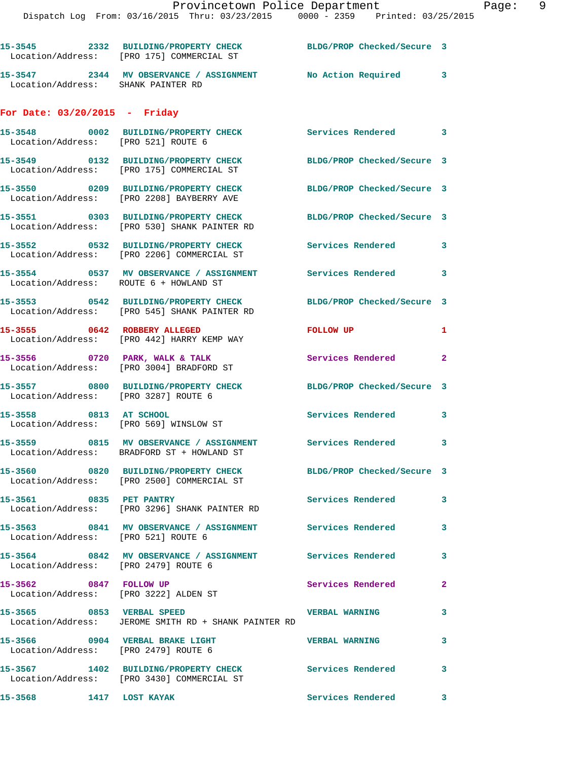15-3545 2332 BUILDING/PROPERTY CHECK BLDG/PROP Checked/Secure 3
Location/Address: [PRO 175] COMMERCIAL ST

15-3547 2344 MV OBSERVANCE / ASSIGNMENT No Action Required 3
Location/Address: SHANK PAINTER RD

**For Date: 03/20/2015 - Friday**

15-3548 0002 BUILDING/PROPERTY CHECK Services Rendered 3
Location/Address: [PRO 521] ROUTE 6

15-3549 0132 BUILDING/PROPERTY CHECK BLDG/PROP Checked/Secure 3
Location/Address: [PRO 175] COMMERCIAL ST

15-3550 0209 BUILDING/PROPERTY CHECK BLDG/PROP Checked/Secure 3
Location/Address: [PRO 2208] BAYBERRY AVE

15-3551 0303 BUILDING/PROPERTY CHECK BLDG/PROP Checked/Secure 3
Location/Address: [PRO 530] SHANK PAINTER RD

15-3552 0532 BUILDING/PROPERTY CHECK Services Rendered 3
Location/Address: [PRO 2206] COMMERCIAL ST

15-3554 0537 MV OBSERVANCE / ASSIGNMENT Services Rendered 3
Location/Address: ROUTE 6 + HOWLAND ST

15-3553 0542 BUILDING/PROPERTY CHECK BLDG/PROP Checked/Secure 3
Location/Address: [PRO 545] SHANK PAINTER RD

15-3555 0642 ROBBERY ALLEGED FOLLOW UP 1
Location/Address: [PRO 442] HARRY KEMP WAY

15-3556 0720 PARK, WALK & TALK Services Rendered 2
Location/Address: [PRO 3004] BRADFORD ST

15-3557 0800 BUILDING/PROPERTY CHECK BLDG/PROP Checked/Secure 3
Location/Address: [PRO 3287] ROUTE 6

15-3558 0813 AT SCHOOL Services Rendered 3
Location/Address: [PRO 569] WINSLOW ST

15-3559 0815 MV OBSERVANCE / ASSIGNMENT Services Rendered 3
Location/Address: BRADFORD ST + HOWLAND ST

15-3560 0820 BUILDING/PROPERTY CHECK BLDG/PROP Checked/Secure 3
Location/Address: [PRO 2500] COMMERCIAL ST

15-3561 0835 PET PANTRY Services Rendered 3
Location/Address: [PRO 3296] SHANK PAINTER RD

15-3563 0841 MV OBSERVANCE / ASSIGNMENT Services Rendered 3
Location/Address: [PRO 521] ROUTE 6

15-3564 0842 MV OBSERVANCE / ASSIGNMENT Services Rendered 3
Location/Address: [PRO 2479] ROUTE 6

15-3562 0847 FOLLOW UP Services Rendered 2
Location/Address: [PRO 3222] ALDEN ST

15-3565 0853 VERBAL SPEED VERBAL WARNING 3
Location/Address: JEROME SMITH RD + SHANK PAINTER RD

15-3566 0904 VERBAL BRAKE LIGHT VERBAL WARNING 3
Location/Address: [PRO 2479] ROUTE 6

15-3567 1402 BUILDING/PROPERTY CHECK Services Rendered 3
Location/Address: [PRO 3430] COMMERCIAL ST

15-3568 1417 LOST KAYAK Services Rendered 3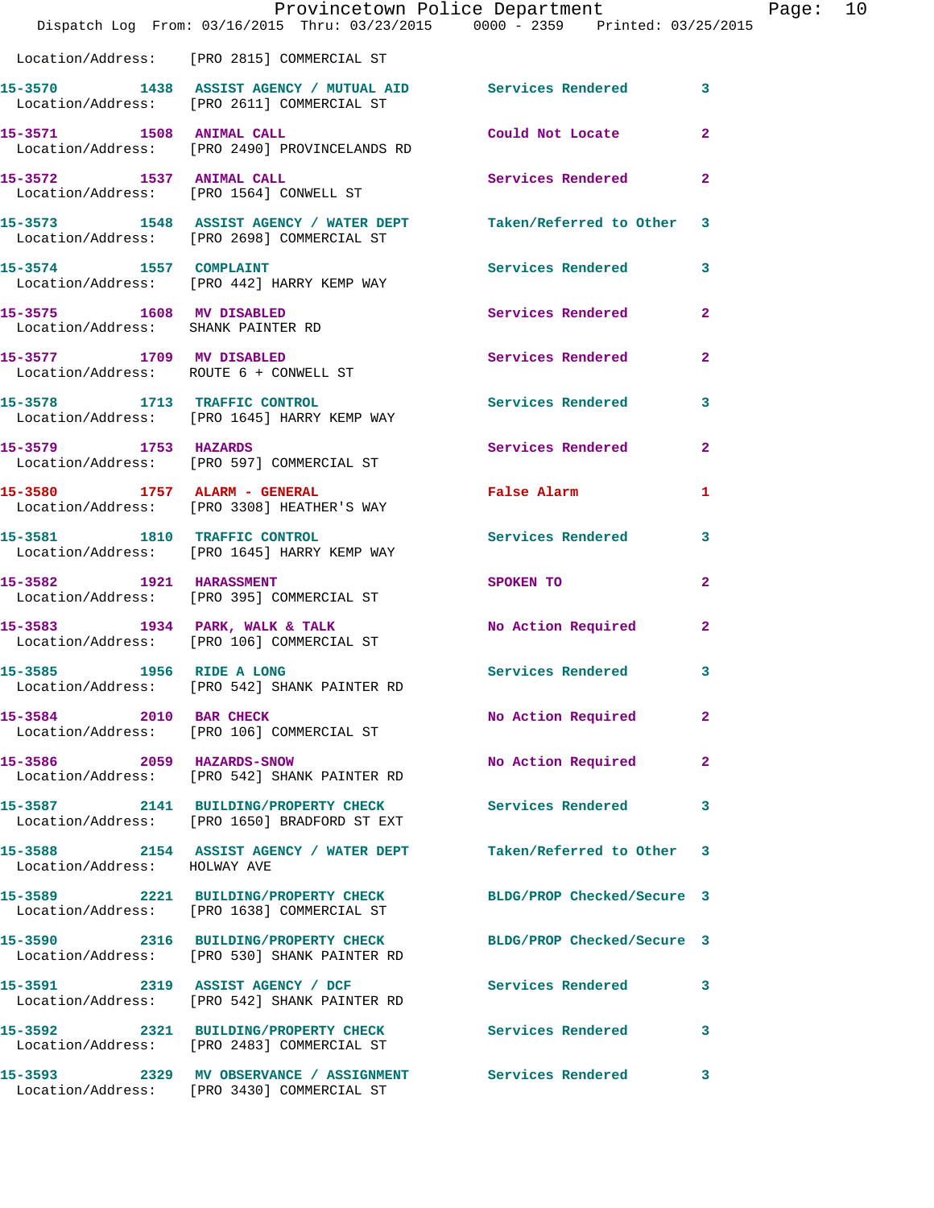Location/Address: [PRO 2815] COMMERCIAL ST

| Call # | Time | Call Reason | Action | Priority |
|---|---|---|---|---|
| 15-3570 | 1438 | ASSIST AGENCY / MUTUAL AID | Services Rendered | 3 |
| | | Location/Address: [PRO 2611] COMMERCIAL ST | | |
| 15-3571 | 1508 | ANIMAL CALL | Could Not Locate | 2 |
| | | Location/Address: [PRO 2490] PROVINCELANDS RD | | |
| 15-3572 | 1537 | ANIMAL CALL | Services Rendered | 2 |
| | | Location/Address: [PRO 1564] CONWELL ST | | |
| 15-3573 | 1548 | ASSIST AGENCY / WATER DEPT | Taken/Referred to Other | 3 |
| | | Location/Address: [PRO 2698] COMMERCIAL ST | | |
| 15-3574 | 1557 | COMPLAINT | Services Rendered | 3 |
| | | Location/Address: [PRO 442] HARRY KEMP WAY | | |
| 15-3575 | 1608 | MV DISABLED | Services Rendered | 2 |
| | | Location/Address: SHANK PAINTER RD | | |
| 15-3577 | 1709 | MV DISABLED | Services Rendered | 2 |
| | | Location/Address: ROUTE 6 + CONWELL ST | | |
| 15-3578 | 1713 | TRAFFIC CONTROL | Services Rendered | 3 |
| | | Location/Address: [PRO 1645] HARRY KEMP WAY | | |
| 15-3579 | 1753 | HAZARDS | Services Rendered | 2 |
| | | Location/Address: [PRO 597] COMMERCIAL ST | | |
| 15-3580 | 1757 | ALARM - GENERAL | False Alarm | 1 |
| | | Location/Address: [PRO 3308] HEATHER'S WAY | | |
| 15-3581 | 1810 | TRAFFIC CONTROL | Services Rendered | 3 |
| | | Location/Address: [PRO 1645] HARRY KEMP WAY | | |
| 15-3582 | 1921 | HARASSMENT | SPOKEN TO | 2 |
| | | Location/Address: [PRO 395] COMMERCIAL ST | | |
| 15-3583 | 1934 | PARK, WALK & TALK | No Action Required | 2 |
| | | Location/Address: [PRO 106] COMMERCIAL ST | | |
| 15-3585 | 1956 | RIDE A LONG | Services Rendered | 3 |
| | | Location/Address: [PRO 542] SHANK PAINTER RD | | |
| 15-3584 | 2010 | BAR CHECK | No Action Required | 2 |
| | | Location/Address: [PRO 106] COMMERCIAL ST | | |
| 15-3586 | 2059 | HAZARDS-SNOW | No Action Required | 2 |
| | | Location/Address: [PRO 542] SHANK PAINTER RD | | |
| 15-3587 | 2141 | BUILDING/PROPERTY CHECK | Services Rendered | 3 |
| | | Location/Address: [PRO 1650] BRADFORD ST EXT | | |
| 15-3588 | 2154 | ASSIST AGENCY / WATER DEPT | Taken/Referred to Other | 3 |
| | | Location/Address: HOLWAY AVE | | |
| 15-3589 | 2221 | BUILDING/PROPERTY CHECK | BLDG/PROP Checked/Secure | 3 |
| | | Location/Address: [PRO 1638] COMMERCIAL ST | | |
| 15-3590 | 2316 | BUILDING/PROPERTY CHECK | BLDG/PROP Checked/Secure | 3 |
| | | Location/Address: [PRO 530] SHANK PAINTER RD | | |
| 15-3591 | 2319 | ASSIST AGENCY / DCF | Services Rendered | 3 |
| | | Location/Address: [PRO 542] SHANK PAINTER RD | | |
| 15-3592 | 2321 | BUILDING/PROPERTY CHECK | Services Rendered | 3 |
| | | Location/Address: [PRO 2483] COMMERCIAL ST | | |
| 15-3593 | 2329 | MV OBSERVANCE / ASSIGNMENT | Services Rendered | 3 |
| | | Location/Address: [PRO 3430] COMMERCIAL ST | | |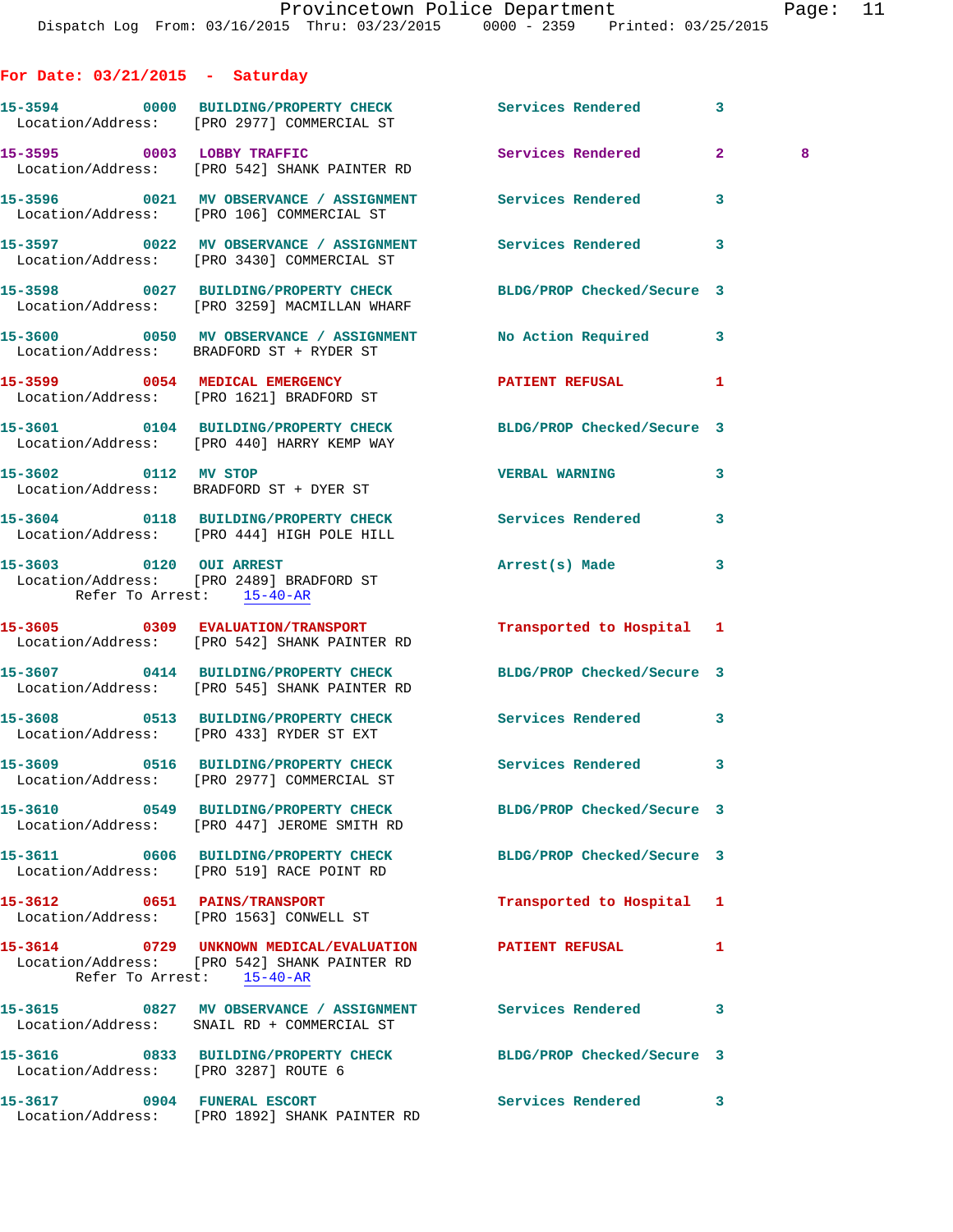## For Date: 03/21/2015 - Saturday

**15-3594** 0000 BUILDING/PROPERTY CHECK — Services Rendered 3
Location/Address: [PRO 2977] COMMERCIAL ST

**15-3595** 0003 LOBBY TRAFFIC — Services Rendered 2 8
Location/Address: [PRO 542] SHANK PAINTER RD

**15-3596** 0021 MV OBSERVANCE / ASSIGNMENT — Services Rendered 3
Location/Address: [PRO 106] COMMERCIAL ST

**15-3597** 0022 MV OBSERVANCE / ASSIGNMENT — Services Rendered 3
Location/Address: [PRO 3430] COMMERCIAL ST

**15-3598** 0027 BUILDING/PROPERTY CHECK — BLDG/PROP Checked/Secure 3
Location/Address: [PRO 3259] MACMILLAN WHARF

**15-3600** 0050 MV OBSERVANCE / ASSIGNMENT — No Action Required 3
Location/Address: BRADFORD ST + RYDER ST

**15-3599** 0054 MEDICAL EMERGENCY — PATIENT REFUSAL 1
Location/Address: [PRO 1621] BRADFORD ST

**15-3601** 0104 BUILDING/PROPERTY CHECK — BLDG/PROP Checked/Secure 3
Location/Address: [PRO 440] HARRY KEMP WAY

**15-3602** 0112 MV STOP — VERBAL WARNING 3
Location/Address: BRADFORD ST + DYER ST

**15-3604** 0118 BUILDING/PROPERTY CHECK — Services Rendered 3
Location/Address: [PRO 444] HIGH POLE HILL

**15-3603** 0120 OUI ARREST — Arrest(s) Made 3
Location/Address: [PRO 2489] BRADFORD ST
Refer To Arrest: 15-40-AR

**15-3605** 0309 EVALUATION/TRANSPORT — Transported to Hospital 1
Location/Address: [PRO 542] SHANK PAINTER RD

**15-3607** 0414 BUILDING/PROPERTY CHECK — BLDG/PROP Checked/Secure 3
Location/Address: [PRO 545] SHANK PAINTER RD

**15-3608** 0513 BUILDING/PROPERTY CHECK — Services Rendered 3
Location/Address: [PRO 433] RYDER ST EXT

**15-3609** 0516 BUILDING/PROPERTY CHECK — Services Rendered 3
Location/Address: [PRO 2977] COMMERCIAL ST

**15-3610** 0549 BUILDING/PROPERTY CHECK — BLDG/PROP Checked/Secure 3
Location/Address: [PRO 447] JEROME SMITH RD

**15-3611** 0606 BUILDING/PROPERTY CHECK — BLDG/PROP Checked/Secure 3
Location/Address: [PRO 519] RACE POINT RD

**15-3612** 0651 PAINS/TRANSPORT — Transported to Hospital 1
Location/Address: [PRO 1563] CONWELL ST

**15-3614** 0729 UNKNOWN MEDICAL/EVALUATION — PATIENT REFUSAL 1
Location/Address: [PRO 542] SHANK PAINTER RD
Refer To Arrest: 15-40-AR

**15-3615** 0827 MV OBSERVANCE / ASSIGNMENT — Services Rendered 3
Location/Address: SNAIL RD + COMMERCIAL ST

**15-3616** 0833 BUILDING/PROPERTY CHECK — BLDG/PROP Checked/Secure 3
Location/Address: [PRO 3287] ROUTE 6

**15-3617** 0904 FUNERAL ESCORT — Services Rendered 3
Location/Address: [PRO 1892] SHANK PAINTER RD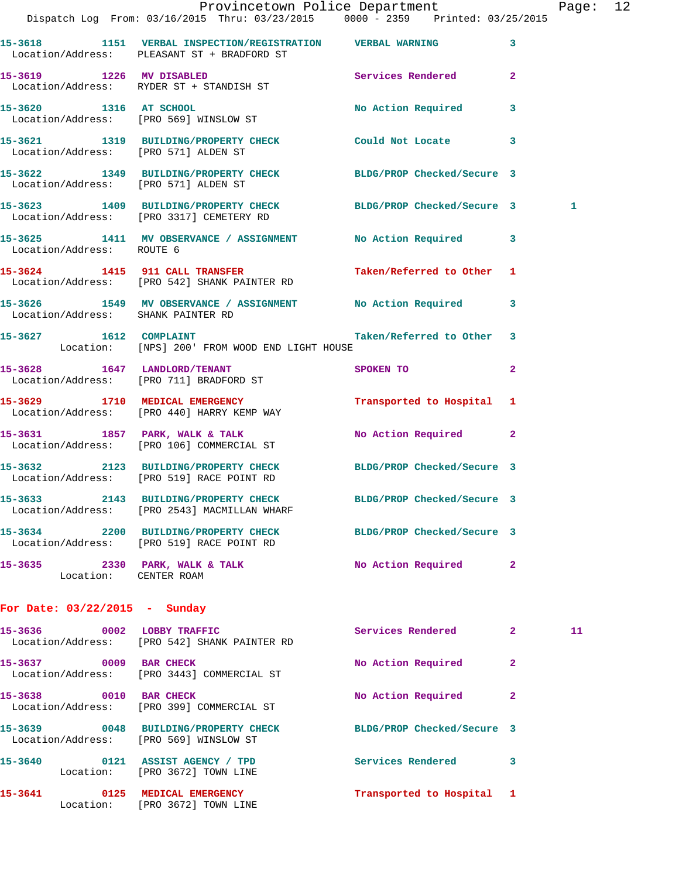15-3618 1151 VERBAL INSPECTION/REGISTRATION VERBAL WARNING 3
Location/Address: PLEASANT ST + BRADFORD ST

15-3619 1226 MV DISABLED Services Rendered 2
Location/Address: RYDER ST + STANDISH ST

15-3620 1316 AT SCHOOL No Action Required 3
Location/Address: [PRO 569] WINSLOW ST

15-3621 1319 BUILDING/PROPERTY CHECK Could Not Locate 3
Location/Address: [PRO 571] ALDEN ST

15-3622 1349 BUILDING/PROPERTY CHECK BLDG/PROP Checked/Secure 3
Location/Address: [PRO 571] ALDEN ST

15-3623 1409 BUILDING/PROPERTY CHECK BLDG/PROP Checked/Secure 3 1
Location/Address: [PRO 3317] CEMETERY RD

15-3625 1411 MV OBSERVANCE / ASSIGNMENT No Action Required 3
Location/Address: ROUTE 6

15-3624 1415 911 CALL TRANSFER Taken/Referred to Other 1
Location/Address: [PRO 542] SHANK PAINTER RD

15-3626 1549 MV OBSERVANCE / ASSIGNMENT No Action Required 3
Location/Address: SHANK PAINTER RD

15-3627 1612 COMPLAINT Taken/Referred to Other 3
Location: [NPS] 200' FROM WOOD END LIGHT HOUSE

15-3628 1647 LANDLORD/TENANT SPOKEN TO 2
Location/Address: [PRO 711] BRADFORD ST

15-3629 1710 MEDICAL EMERGENCY Transported to Hospital 1
Location/Address: [PRO 440] HARRY KEMP WAY

15-3631 1857 PARK, WALK & TALK No Action Required 2
Location/Address: [PRO 106] COMMERCIAL ST

15-3632 2123 BUILDING/PROPERTY CHECK BLDG/PROP Checked/Secure 3
Location/Address: [PRO 519] RACE POINT RD

15-3633 2143 BUILDING/PROPERTY CHECK BLDG/PROP Checked/Secure 3
Location/Address: [PRO 2543] MACMILLAN WHARF

15-3634 2200 BUILDING/PROPERTY CHECK BLDG/PROP Checked/Secure 3
Location/Address: [PRO 519] RACE POINT RD

15-3635 2330 PARK, WALK & TALK No Action Required 2
Location: CENTER ROAM

## For Date: 03/22/2015 - Sunday

15-3636 0002 LOBBY TRAFFIC Services Rendered 2 11
Location/Address: [PRO 542] SHANK PAINTER RD

15-3637 0009 BAR CHECK No Action Required 2
Location/Address: [PRO 3443] COMMERCIAL ST

15-3638 0010 BAR CHECK No Action Required 2
Location/Address: [PRO 399] COMMERCIAL ST

15-3639 0048 BUILDING/PROPERTY CHECK BLDG/PROP Checked/Secure 3
Location/Address: [PRO 569] WINSLOW ST

15-3640 0121 ASSIST AGENCY / TPD Services Rendered 3
Location: [PRO 3672] TOWN LINE

15-3641 0125 MEDICAL EMERGENCY Transported to Hospital 1
Location: [PRO 3672] TOWN LINE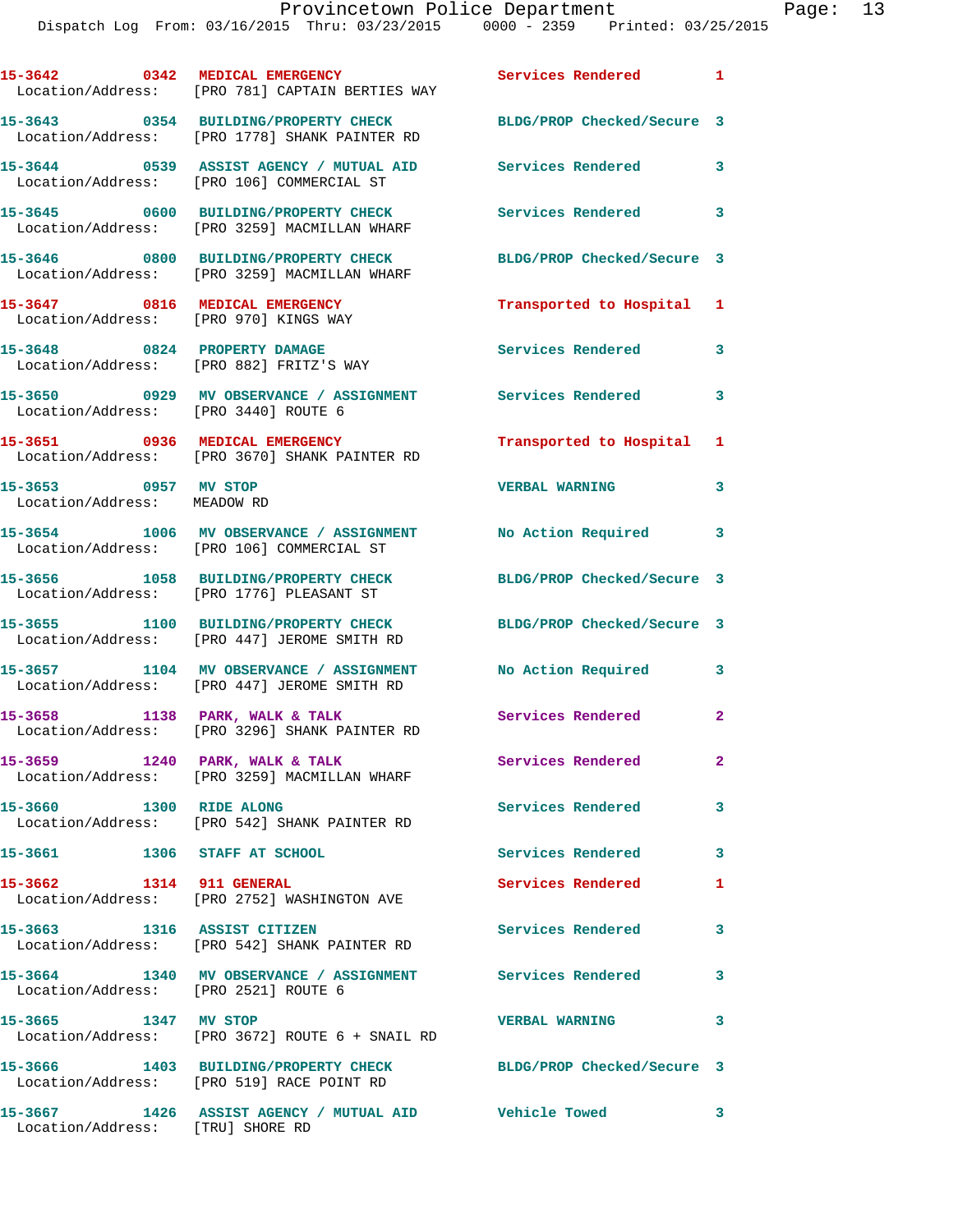| Call # | Time | Call Type | Disposition | Priority |
|---|---|---|---|---|
| 15-3642 | 0342 | MEDICAL EMERGENCY | Services Rendered | 1 |
| Location/Address: | [PRO 781] CAPTAIN BERTIES WAY | | | |
| 15-3643 | 0354 | BUILDING/PROPERTY CHECK | BLDG/PROP Checked/Secure | 3 |
| Location/Address: | [PRO 1778] SHANK PAINTER RD | | | |
| 15-3644 | 0539 | ASSIST AGENCY / MUTUAL AID | Services Rendered | 3 |
| Location/Address: | [PRO 106] COMMERCIAL ST | | | |
| 15-3645 | 0600 | BUILDING/PROPERTY CHECK | Services Rendered | 3 |
| Location/Address: | [PRO 3259] MACMILLAN WHARF | | | |
| 15-3646 | 0800 | BUILDING/PROPERTY CHECK | BLDG/PROP Checked/Secure | 3 |
| Location/Address: | [PRO 3259] MACMILLAN WHARF | | | |
| 15-3647 | 0816 | MEDICAL EMERGENCY | Transported to Hospital | 1 |
| Location/Address: | [PRO 970] KINGS WAY | | | |
| 15-3648 | 0824 | PROPERTY DAMAGE | Services Rendered | 3 |
| Location/Address: | [PRO 882] FRITZ'S WAY | | | |
| 15-3650 | 0929 | MV OBSERVANCE / ASSIGNMENT | Services Rendered | 3 |
| Location/Address: | [PRO 3440] ROUTE 6 | | | |
| 15-3651 | 0936 | MEDICAL EMERGENCY | Transported to Hospital | 1 |
| Location/Address: | [PRO 3670] SHANK PAINTER RD | | | |
| 15-3653 | 0957 | MV STOP | VERBAL WARNING | 3 |
| Location/Address: | MEADOW RD | | | |
| 15-3654 | 1006 | MV OBSERVANCE / ASSIGNMENT | No Action Required | 3 |
| Location/Address: | [PRO 106] COMMERCIAL ST | | | |
| 15-3656 | 1058 | BUILDING/PROPERTY CHECK | BLDG/PROP Checked/Secure | 3 |
| Location/Address: | [PRO 1776] PLEASANT ST | | | |
| 15-3655 | 1100 | BUILDING/PROPERTY CHECK | BLDG/PROP Checked/Secure | 3 |
| Location/Address: | [PRO 447] JEROME SMITH RD | | | |
| 15-3657 | 1104 | MV OBSERVANCE / ASSIGNMENT | No Action Required | 3 |
| Location/Address: | [PRO 447] JEROME SMITH RD | | | |
| 15-3658 | 1138 | PARK, WALK & TALK | Services Rendered | 2 |
| Location/Address: | [PRO 3296] SHANK PAINTER RD | | | |
| 15-3659 | 1240 | PARK, WALK & TALK | Services Rendered | 2 |
| Location/Address: | [PRO 3259] MACMILLAN WHARF | | | |
| 15-3660 | 1300 | RIDE ALONG | Services Rendered | 3 |
| Location/Address: | [PRO 542] SHANK PAINTER RD | | | |
| 15-3661 | 1306 | STAFF AT SCHOOL | Services Rendered | 3 |
| 15-3662 | 1314 | 911 GENERAL | Services Rendered | 1 |
| Location/Address: | [PRO 2752] WASHINGTON AVE | | | |
| 15-3663 | 1316 | ASSIST CITIZEN | Services Rendered | 3 |
| Location/Address: | [PRO 542] SHANK PAINTER RD | | | |
| 15-3664 | 1340 | MV OBSERVANCE / ASSIGNMENT | Services Rendered | 3 |
| Location/Address: | [PRO 2521] ROUTE 6 | | | |
| 15-3665 | 1347 | MV STOP | VERBAL WARNING | 3 |
| Location/Address: | [PRO 3672] ROUTE 6 + SNAIL RD | | | |
| 15-3666 | 1403 | BUILDING/PROPERTY CHECK | BLDG/PROP Checked/Secure | 3 |
| Location/Address: | [PRO 519] RACE POINT RD | | | |
| 15-3667 | 1426 | ASSIST AGENCY / MUTUAL AID | Vehicle Towed | 3 |
| Location/Address: | [TRU] SHORE RD | | | |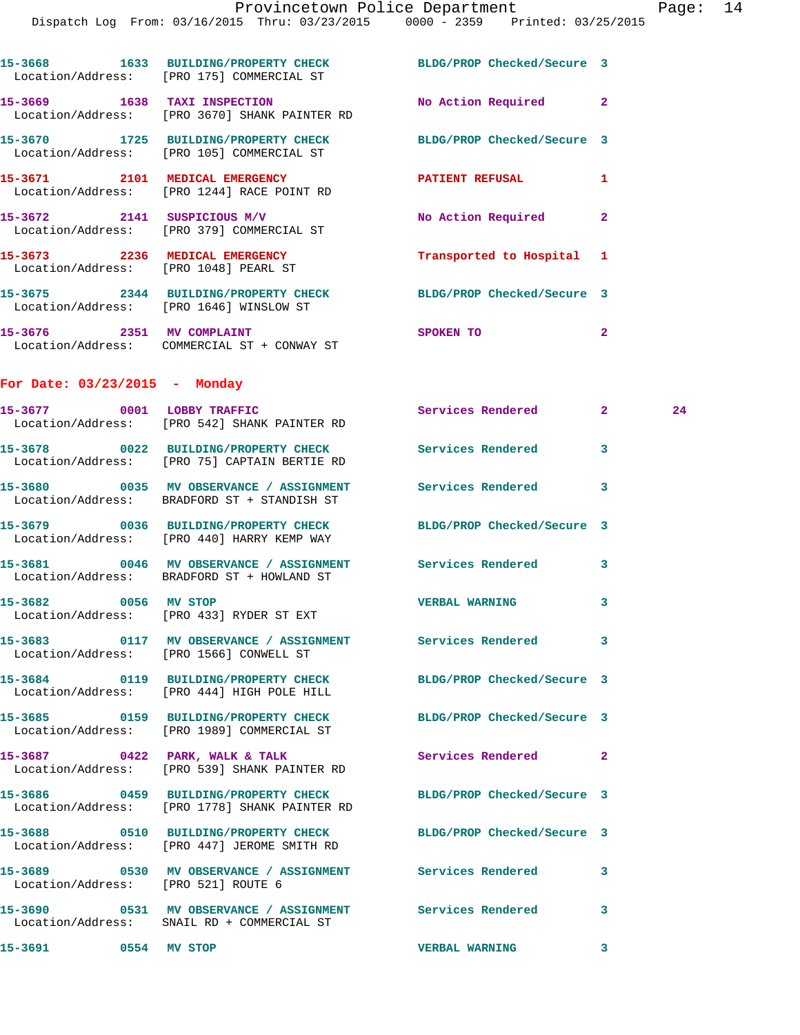15-3668 1633 BUILDING/PROPERTY CHECK BLDG/PROP Checked/Secure 3
Location/Address: [PRO 175] COMMERCIAL ST

15-3669 1638 TAXI INSPECTION No Action Required 2
Location/Address: [PRO 3670] SHANK PAINTER RD

15-3670 1725 BUILDING/PROPERTY CHECK BLDG/PROP Checked/Secure 3
Location/Address: [PRO 105] COMMERCIAL ST

15-3671 2101 MEDICAL EMERGENCY PATIENT REFUSAL 1
Location/Address: [PRO 1244] RACE POINT RD

15-3672 2141 SUSPICIOUS M/V No Action Required 2
Location/Address: [PRO 379] COMMERCIAL ST

15-3673 2236 MEDICAL EMERGENCY Transported to Hospital 1
Location/Address: [PRO 1048] PEARL ST

15-3675 2344 BUILDING/PROPERTY CHECK BLDG/PROP Checked/Secure 3
Location/Address: [PRO 1646] WINSLOW ST

15-3676 2351 MV COMPLAINT SPOKEN TO 2
Location/Address: COMMERCIAL ST + CONWAY ST

## For Date: 03/23/2015 - Monday

15-3677 0001 LOBBY TRAFFIC Services Rendered 2 24
Location/Address: [PRO 542] SHANK PAINTER RD

15-3678 0022 BUILDING/PROPERTY CHECK Services Rendered 3
Location/Address: [PRO 75] CAPTAIN BERTIE RD

15-3680 0035 MV OBSERVANCE / ASSIGNMENT Services Rendered 3
Location/Address: BRADFORD ST + STANDISH ST

15-3679 0036 BUILDING/PROPERTY CHECK BLDG/PROP Checked/Secure 3
Location/Address: [PRO 440] HARRY KEMP WAY

15-3681 0046 MV OBSERVANCE / ASSIGNMENT Services Rendered 3
Location/Address: BRADFORD ST + HOWLAND ST

15-3682 0056 MV STOP VERBAL WARNING 3
Location/Address: [PRO 433] RYDER ST EXT

15-3683 0117 MV OBSERVANCE / ASSIGNMENT Services Rendered 3
Location/Address: [PRO 1566] CONWELL ST

15-3684 0119 BUILDING/PROPERTY CHECK BLDG/PROP Checked/Secure 3
Location/Address: [PRO 444] HIGH POLE HILL

15-3685 0159 BUILDING/PROPERTY CHECK BLDG/PROP Checked/Secure 3
Location/Address: [PRO 1989] COMMERCIAL ST

15-3687 0422 PARK, WALK & TALK Services Rendered 2
Location/Address: [PRO 539] SHANK PAINTER RD

15-3686 0459 BUILDING/PROPERTY CHECK BLDG/PROP Checked/Secure 3
Location/Address: [PRO 1778] SHANK PAINTER RD

15-3688 0510 BUILDING/PROPERTY CHECK BLDG/PROP Checked/Secure 3
Location/Address: [PRO 447] JEROME SMITH RD

15-3689 0530 MV OBSERVANCE / ASSIGNMENT Services Rendered 3
Location/Address: [PRO 521] ROUTE 6

15-3690 0531 MV OBSERVANCE / ASSIGNMENT Services Rendered 3
Location/Address: SNAIL RD + COMMERCIAL ST

15-3691 0554 MV STOP VERBAL WARNING 3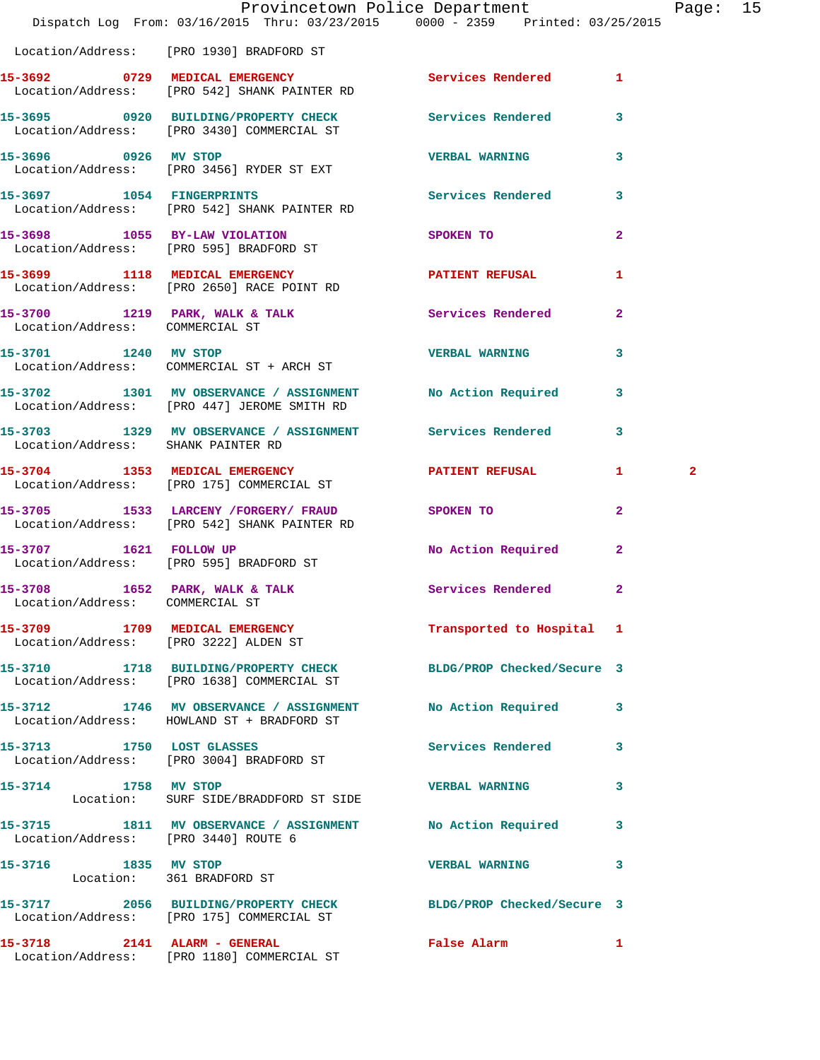Location/Address: [PRO 1930] BRADFORD ST

| Call # | Time | Call Reason | Action | Priority | |
|---|---|---|---|---|---|
| 15-3692 | 0729 | MEDICAL EMERGENCY | Services Rendered | 1 | |
| Location/Address: [PRO 542] SHANK PAINTER RD | | | | | |
| 15-3695 | 0920 | BUILDING/PROPERTY CHECK | Services Rendered | 3 | |
| Location/Address: [PRO 3430] COMMERCIAL ST | | | | | |
| 15-3696 | 0926 | MV STOP | VERBAL WARNING | 3 | |
| Location/Address: [PRO 3456] RYDER ST EXT | | | | | |
| 15-3697 | 1054 | FINGERPRINTS | Services Rendered | 3 | |
| Location/Address: [PRO 542] SHANK PAINTER RD | | | | | |
| 15-3698 | 1055 | BY-LAW VIOLATION | SPOKEN TO | 2 | |
| Location/Address: [PRO 595] BRADFORD ST | | | | | |
| 15-3699 | 1118 | MEDICAL EMERGENCY | PATIENT REFUSAL | 1 | |
| Location/Address: [PRO 2650] RACE POINT RD | | | | | |
| 15-3700 | 1219 | PARK, WALK & TALK | Services Rendered | 2 | |
| Location/Address: COMMERCIAL ST | | | | | |
| 15-3701 | 1240 | MV STOP | VERBAL WARNING | 3 | |
| Location/Address: COMMERCIAL ST + ARCH ST | | | | | |
| 15-3702 | 1301 | MV OBSERVANCE / ASSIGNMENT | No Action Required | 3 | |
| Location/Address: [PRO 447] JEROME SMITH RD | | | | | |
| 15-3703 | 1329 | MV OBSERVANCE / ASSIGNMENT | Services Rendered | 3 | |
| Location/Address: SHANK PAINTER RD | | | | | |
| 15-3704 | 1353 | MEDICAL EMERGENCY | PATIENT REFUSAL | 1 | 2 |
| Location/Address: [PRO 175] COMMERCIAL ST | | | | | |
| 15-3705 | 1533 | LARCENY /FORGERY/ FRAUD | SPOKEN TO | 2 | |
| Location/Address: [PRO 542] SHANK PAINTER RD | | | | | |
| 15-3707 | 1621 | FOLLOW UP | No Action Required | 2 | |
| Location/Address: [PRO 595] BRADFORD ST | | | | | |
| 15-3708 | 1652 | PARK, WALK & TALK | Services Rendered | 2 | |
| Location/Address: COMMERCIAL ST | | | | | |
| 15-3709 | 1709 | MEDICAL EMERGENCY | Transported to Hospital | 1 | |
| Location/Address: [PRO 3222] ALDEN ST | | | | | |
| 15-3710 | 1718 | BUILDING/PROPERTY CHECK | BLDG/PROP Checked/Secure | 3 | |
| Location/Address: [PRO 1638] COMMERCIAL ST | | | | | |
| 15-3712 | 1746 | MV OBSERVANCE / ASSIGNMENT | No Action Required | 3 | |
| Location/Address: HOWLAND ST + BRADFORD ST | | | | | |
| 15-3713 | 1750 | LOST GLASSES | Services Rendered | 3 | |
| Location/Address: [PRO 3004] BRADFORD ST | | | | | |
| 15-3714 | 1758 | MV STOP | VERBAL WARNING | 3 | |
| Location: SURF SIDE/BRADDFORD ST SIDE | | | | | |
| 15-3715 | 1811 | MV OBSERVANCE / ASSIGNMENT | No Action Required | 3 | |
| Location/Address: [PRO 3440] ROUTE 6 | | | | | |
| 15-3716 | 1835 | MV STOP | VERBAL WARNING | 3 | |
| Location: 361 BRADFORD ST | | | | | |
| 15-3717 | 2056 | BUILDING/PROPERTY CHECK | BLDG/PROP Checked/Secure | 3 | |
| Location/Address: [PRO 175] COMMERCIAL ST | | | | | |
| 15-3718 | 2141 | ALARM - GENERAL | False Alarm | 1 | |
| Location/Address: [PRO 1180] COMMERCIAL ST | | | | | |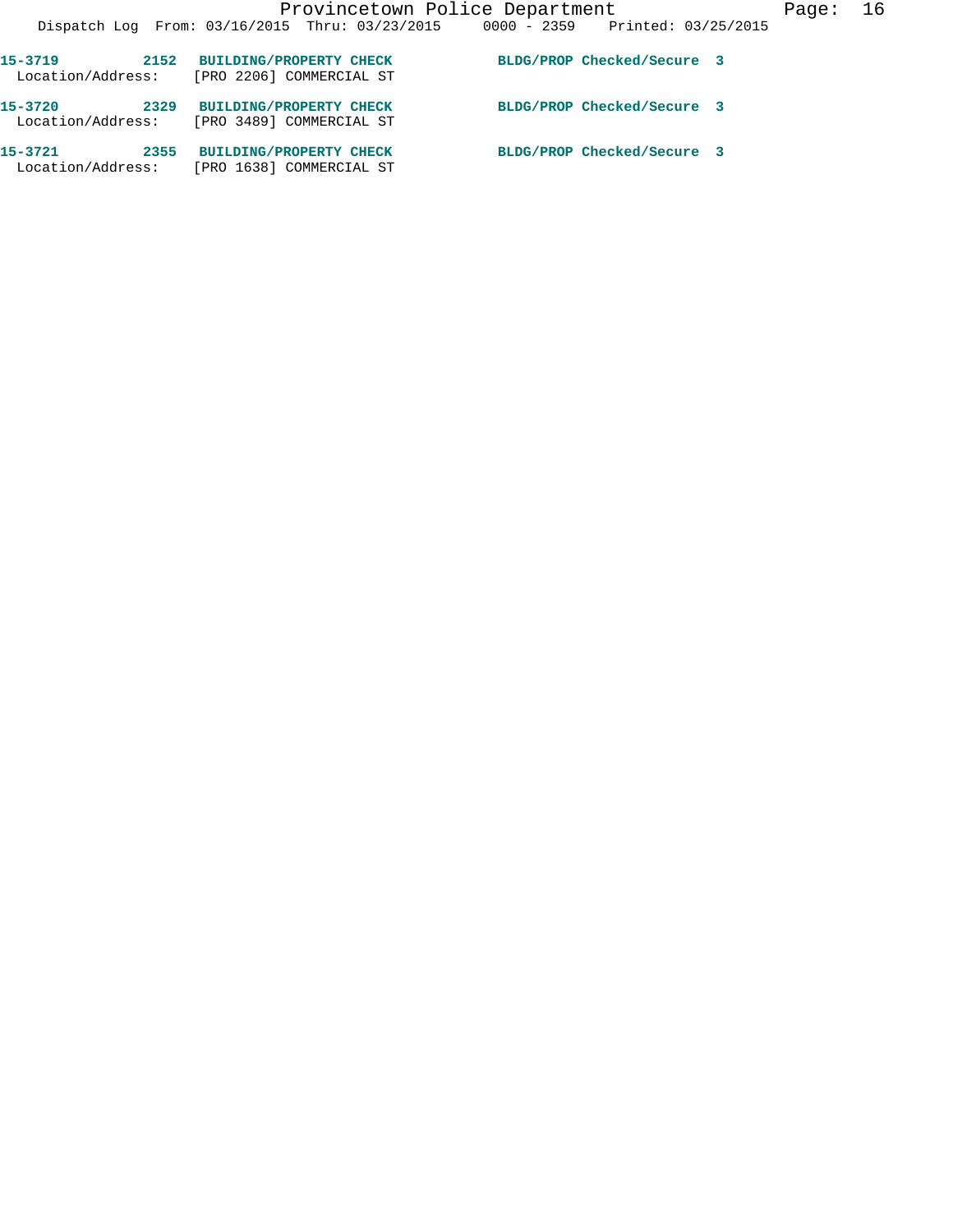15-3719 2152 **BUILDING/PROPERTY CHECK** BLDG/PROP Checked/Secure 3
Location/Address: [PRO 2206] COMMERCIAL ST

15-3720 2329 **BUILDING/PROPERTY CHECK** BLDG/PROP Checked/Secure 3
Location/Address: [PRO 3489] COMMERCIAL ST

15-3721 2355 **BUILDING/PROPERTY CHECK** BLDG/PROP Checked/Secure 3
Location/Address: [PRO 1638] COMMERCIAL ST